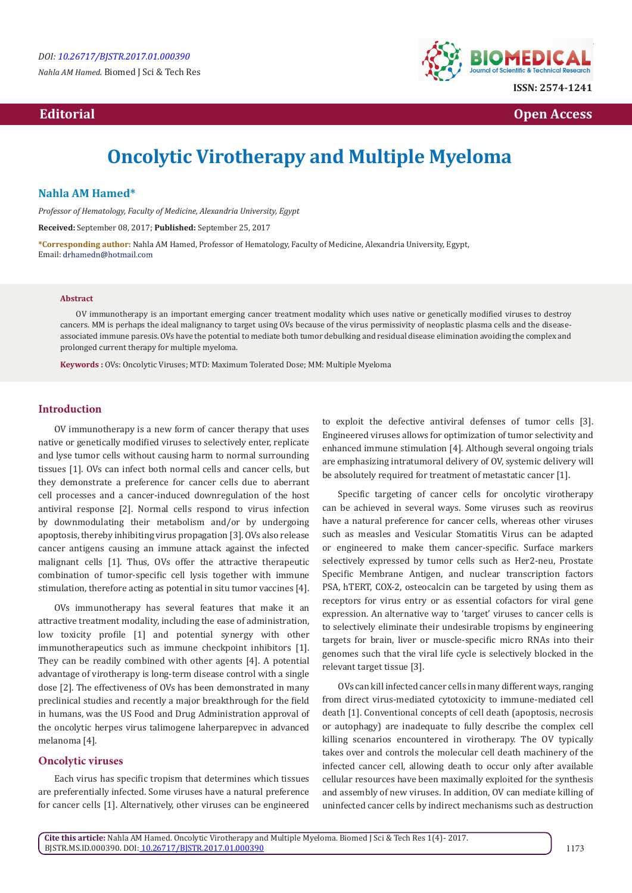**Editorial** | **Open Access**

# Oncolytic Virotherapy and Multiple Myeloma

**Nahla AM Hamed***

*Professor of Hematology, Faculty of Medicine, Alexandria University, Egypt*

**Received:** September 08, 2017; **Published:** September 25, 2017

***Corresponding author:** Nahla AM Hamed, Professor of Hematology, Faculty of Medicine, Alexandria University, Egypt, Email: drhamedn@hotmail.com

### Abstract

OV immunotherapy is an important emerging cancer treatment modality which uses native or genetically modified viruses to destroy cancers. MM is perhaps the ideal malignancy to target using OVs because of the virus permissivity of neoplastic plasma cells and the disease-associated immune paresis. OVs have the potential to mediate both tumor debulking and residual disease elimination avoiding the complex and prolonged current therapy for multiple myeloma.

**Keywords :** OVs: Oncolytic Viruses; MTD: Maximum Tolerated Dose; MM: Multiple Myeloma

## Introduction

OV immunotherapy is a new form of cancer therapy that uses native or genetically modified viruses to selectively enter, replicate and lyse tumor cells without causing harm to normal surrounding tissues [1]. OVs can infect both normal cells and cancer cells, but they demonstrate a preference for cancer cells due to aberrant cell processes and a cancer-induced downregulation of the host antiviral response [2]. Normal cells respond to virus infection by downmodulating their metabolism and/or by undergoing apoptosis, thereby inhibiting virus propagation [3]. OVs also release cancer antigens causing an immune attack against the infected malignant cells [1]. Thus, OVs offer the attractive therapeutic combination of tumor-specific cell lysis together with immune stimulation, therefore acting as potential in situ tumor vaccines [4].

OVs immunotherapy has several features that make it an attractive treatment modality, including the ease of administration, low toxicity profile [1] and potential synergy with other immunotherapeutics such as immune checkpoint inhibitors [1]. They can be readily combined with other agents [4]. A potential advantage of virotherapy is long-term disease control with a single dose [2]. The effectiveness of OVs has been demonstrated in many preclinical studies and recently a major breakthrough for the field in humans, was the US Food and Drug Administration approval of the oncolytic herpes virus talimogene laherparepvec in advanced melanoma [4].

## Oncolytic viruses

Each virus has specific tropism that determines which tissues are preferentially infected. Some viruses have a natural preference for cancer cells [1]. Alternatively, other viruses can be engineered to exploit the defective antiviral defenses of tumor cells [3]. Engineered viruses allows for optimization of tumor selectivity and enhanced immune stimulation [4]. Although several ongoing trials are emphasizing intratumoral delivery of OV, systemic delivery will be absolutely required for treatment of metastatic cancer [1].

Specific targeting of cancer cells for oncolytic virotherapy can be achieved in several ways. Some viruses such as reovirus have a natural preference for cancer cells, whereas other viruses such as measles and Vesicular Stomatitis Virus can be adapted or engineered to make them cancer-specific. Surface markers selectively expressed by tumor cells such as Her2-neu, Prostate Specific Membrane Antigen, and nuclear transcription factors PSA, hTERT, COX-2, osteocalcin can be targeted by using them as receptors for virus entry or as essential cofactors for viral gene expression. An alternative way to 'target' viruses to cancer cells is to selectively eliminate their undesirable tropisms by engineering targets for brain, liver or muscle-specific micro RNAs into their genomes such that the viral life cycle is selectively blocked in the relevant target tissue [3].

OVs can kill infected cancer cells in many different ways, ranging from direct virus-mediated cytotoxicity to immune-mediated cell death [1]. Conventional concepts of cell death (apoptosis, necrosis or autophagy) are inadequate to fully describe the complex cell killing scenarios encountered in virotherapy. The OV typically takes over and controls the molecular cell death machinery of the infected cancer cell, allowing death to occur only after available cellular resources have been maximally exploited for the synthesis and assembly of new viruses. In addition, OV can mediate killing of uninfected cancer cells by indirect mechanisms such as destruction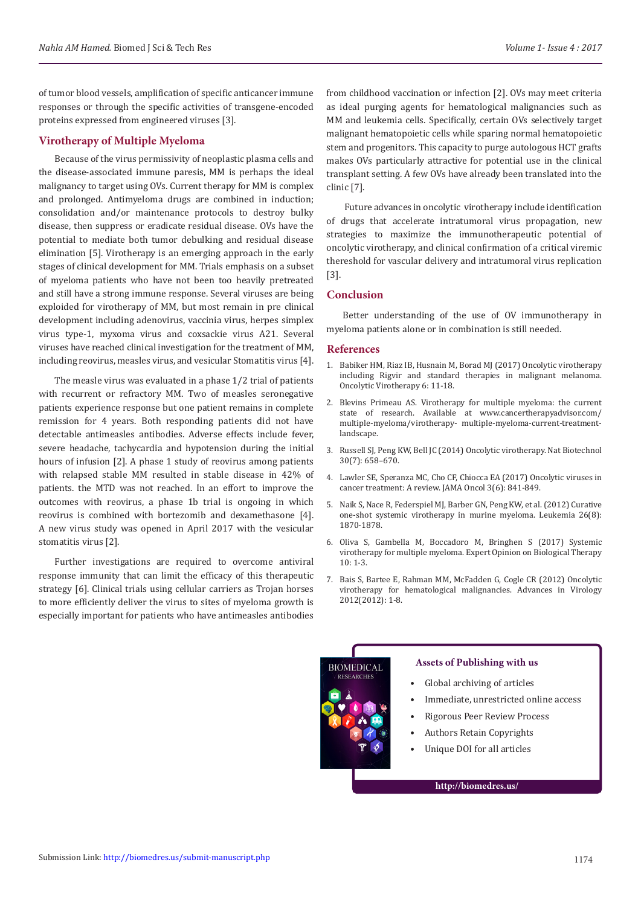of tumor blood vessels, amplification of specific anticancer immune responses or through the specific activities of transgene-encoded proteins expressed from engineered viruses [3].

## Virotherapy of Multiple Myeloma

Because of the virus permissivity of neoplastic plasma cells and the disease-associated immune paresis, MM is perhaps the ideal malignancy to target using OVs. Current therapy for MM is complex and prolonged. Antimyeloma drugs are combined in induction; consolidation and/or maintenance protocols to destroy bulky disease, then suppress or eradicate residual disease. OVs have the potential to mediate both tumor debulking and residual disease elimination [5]. Virotherapy is an emerging approach in the early stages of clinical development for MM. Trials emphasis on a subset of myeloma patients who have not been too heavily pretreated and still have a strong immune response. Several viruses are being exploided for virotherapy of MM, but most remain in pre clinical development including adenovirus, vaccinia virus, herpes simplex virus type-1, myxoma virus and coxsackie virus A21. Several viruses have reached clinical investigation for the treatment of MM, including reovirus, measles virus, and vesicular Stomatitis virus [4].

The measle virus was evaluated in a phase 1/2 trial of patients with recurrent or refractory MM. Two of measles seronegative patients experience response but one patient remains in complete remission for 4 years. Both responding patients did not have detectable antimeasles antibodies. Adverse effects include fever, severe headache, tachycardia and hypotension during the initial hours of infusion [2]. A phase 1 study of reovirus among patients with relapsed stable MM resulted in stable disease in 42% of patients. the MTD was not reached. In an effort to improve the outcomes with reovirus, a phase 1b trial is ongoing in which reovirus is combined with bortezomib and dexamethasone [4]. A new virus study was opened in April 2017 with the vesicular stomatitis virus [2].

Further investigations are required to overcome antiviral response immunity that can limit the efficacy of this therapeutic strategy [6]. Clinical trials using cellular carriers as Trojan horses to more efficiently deliver the virus to sites of myeloma growth is especially important for patients who have antimeasles antibodies from childhood vaccination or infection [2]. OVs may meet criteria as ideal purging agents for hematological malignancies such as MM and leukemia cells. Specifically, certain OVs selectively target malignant hematopoietic cells while sparing normal hematopoietic stem and progenitors. This capacity to purge autologous HCT grafts makes OVs particularly attractive for potential use in the clinical transplant setting. A few OVs have already been translated into the clinic [7].

Future advances in oncolytic virotherapy include identification of drugs that accelerate intratumoral virus propagation, new strategies to maximize the immunotherapeutic potential of oncolytic virotherapy, and clinical confirmation of a critical viremic thereshold for vascular delivery and intratumoral virus replication [3].

## Conclusion

Better understanding of the use of OV immunotherapy in myeloma patients alone or in combination is still needed.

## References

1. Babiker HM, Riaz IB, Husnain M, Borad MJ (2017) Oncolytic virotherapy including Rigvir and standard therapies in malignant melanoma. Oncolytic Virotherapy 6: 11-18.
2. Blevins Primeau AS. Virotherapy for multiple myeloma: the current state of research. Available at www.cancertherapyadvisor.com/multiple-myeloma/virotherapy- multiple-myeloma-current-treatment-landscape.
3. Russell SJ, Peng KW, Bell JC (2014) Oncolytic virotherapy. Nat Biotechnol 30(7): 658–670.
4. Lawler SE, Speranza MC, Cho CF, Chiocca EA (2017) Oncolytic viruses in cancer treatment: A review. JAMA Oncol 3(6): 841-849.
5. Naik S, Nace R, Federspiel MJ, Barber GN, Peng KW, et al. (2012) Curative one-shot systemic virotherapy in murine myeloma. Leukemia 26(8): 1870-1878.
6. Oliva S, Gambella M, Boccadoro M, Bringhen S (2017) Systemic virotherapy for multiple myeloma. Expert Opinion on Biological Therapy 10: 1-3.
7. Bais S, Bartee E, Rahman MM, McFadden G, Cogle CR (2012) Oncolytic virotherapy for hematological malignancies. Advances in Virology 2012(2012): 1-8.

**Assets of Publishing with us**

- Global archiving of articles
- Immediate, unrestricted online access
- Rigorous Peer Review Process
- Authors Retain Copyrights
- Unique DOI for all articles

http://biomedres.us/

Submission Link: http://biomedres.us/submit-manuscript.php